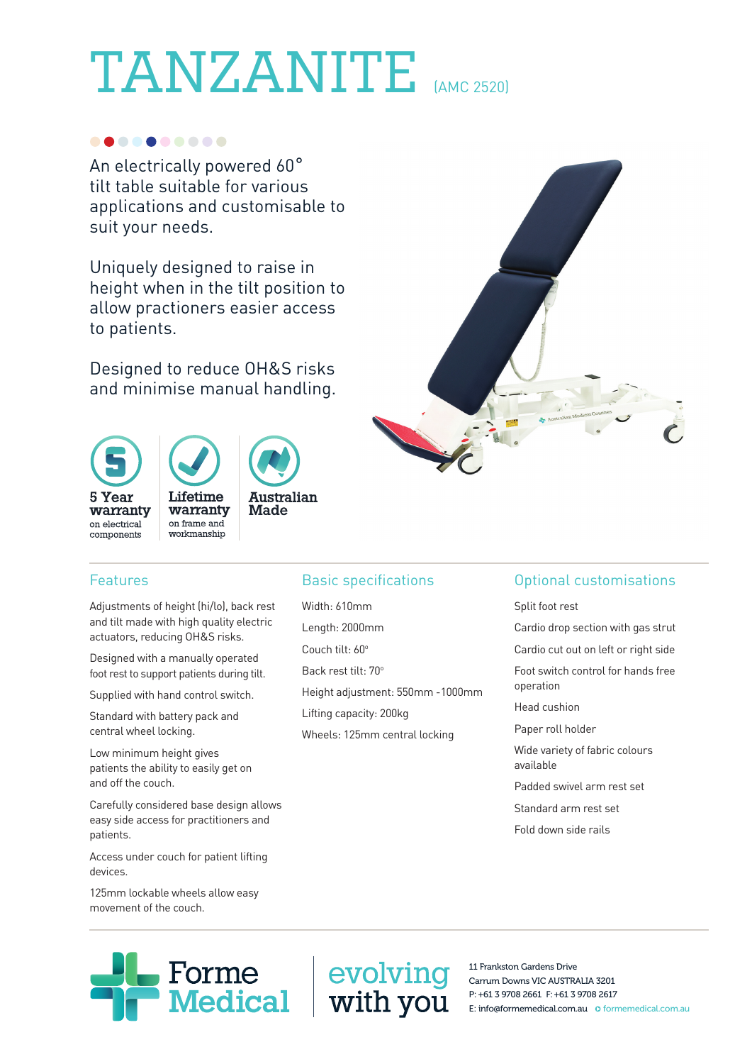# TANZANITE (AMC 2520)

An electrically powered 60° tilt table suitable for various applications and customisable to suit your needs.

Uniquely designed to raise in height when in the tilt position to allow practioners easier access to patients.

Designed to reduce OH&S risks and minimise manual handling.

**5 Year warranty** on electrical components

**Lifetime warranty** on frame and workmanship

**Australian Made**

## Features

Adjustments of height (hi/lo), back rest and tilt made with high quality electric actuators, reducing OH&S risks.

Designed with a manually operated foot rest to support patients during tilt.

Supplied with hand control switch.

Standard with battery pack and central wheel locking.

Low minimum height gives patients the ability to easily get on and off the couch.

Carefully considered base design allows easy side access for practitioners and patients.

Access under couch for patient lifting devices.

125mm lockable wheels allow easy movement of the couch.

## Basic specifications

Width: 610mm

Length: 2000mm

Couch tilt: 60°

Back rest tilt: 70°

Height adjustment: 550mm -1000mm

Lifting capacity: 200kg

Wheels: 125mm central locking

## Optional customisations

Split foot rest

Cardio drop section with gas strut

Cardio cut out on left or right side

Foot switch control for hands free operation

Head cushion

Paper roll holder

Wide variety of fabric colours available

Padded swivel arm rest set

Standard arm rest set

Fold down side rails

Forme Medical

evolving with you

11 Frankston Gardens Drive
Carrum Downs VIC AUSTRALIA 3201
P: +61 3 9708 2661 F: +61 3 9708 2617
E: info@formemedical.com.au formemedical.com.au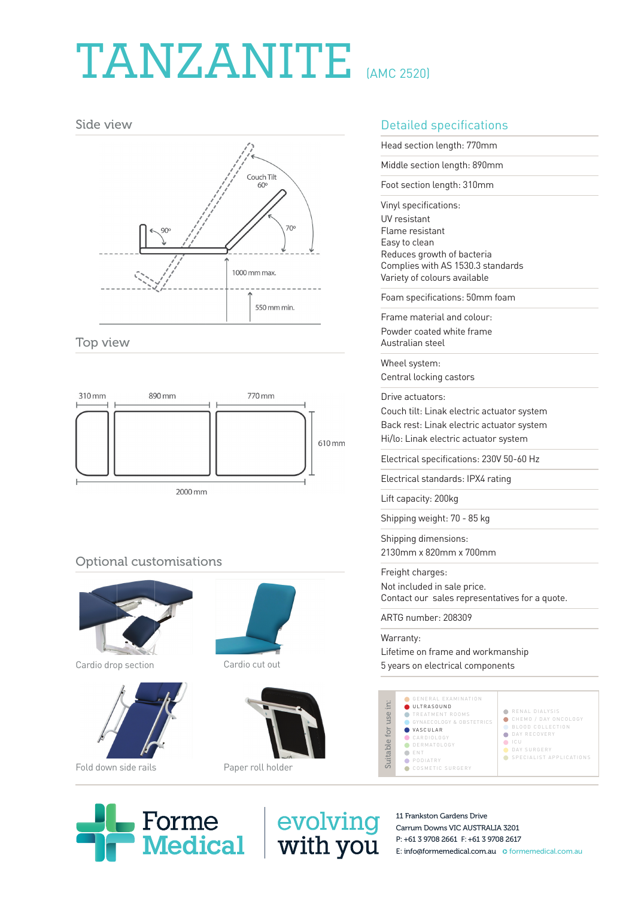# TANZANITE (AMC 2520)

## Side view

Couch Tilt 60º

90º

70º

1000 mm max.

550 mm min.

## Top view

310 mm

890 mm

770 mm

610 mm

2000 mm

## Optional customisations

Cardio drop section

Cardio cut out

Fold down side rails

Paper roll holder

## Detailed specifications

Head section length: 770mm

Middle section length: 890mm

Foot section length: 310mm

Vinyl specifications:
UV resistant
Flame resistant
Easy to clean
Reduces growth of bacteria
Complies with AS 1530.3 standards
Variety of colours available

Foam specifications: 50mm foam

Frame material and colour:
Powder coated white frame
Australian steel

Wheel system:
Central locking castors

Drive actuators:
Couch tilt: Linak electric actuator system
Back rest: Linak electric actuator system
Hi/lo: Linak electric actuator system

Electrical specifications: 230V 50-60 Hz

Electrical standards: IPX4 rating

Lift capacity: 200kg

Shipping weight: 70 - 85 kg

Shipping dimensions:
2130mm x 820mm x 700mm

Freight charges:
Not included in sale price.
Contact our sales representatives for a quote.

ARTG number: 208309

Warranty:
Lifetime on frame and workmanship
5 years on electrical components

Suitable for use in:

- GENERAL EXAMINATION
- ULTRASOUND
- TREATMENT ROOMS
- GYNAECOLOGY & OBSTETRICS
- VASCULAR
- CARDIOLOGY
- DERMATOLOGY
- ENT
- PODIATRY
- COSMETIC SURGERY
- RENAL DIALYSIS
- CHEMO / DAY ONCOLOGY
- BLOOD COLLECTION
- DAY RECOVERY
- ICU
- DAY SURGERY
- SPECIALIST APPLICATIONS

Forme Medical — evolving with you

11 Frankston Gardens Drive
Carrum Downs VIC AUSTRALIA 3201
P: +61 3 9708 2661 F: +61 3 9708 2617
E: info@formemedical.com.au formemedical.com.au